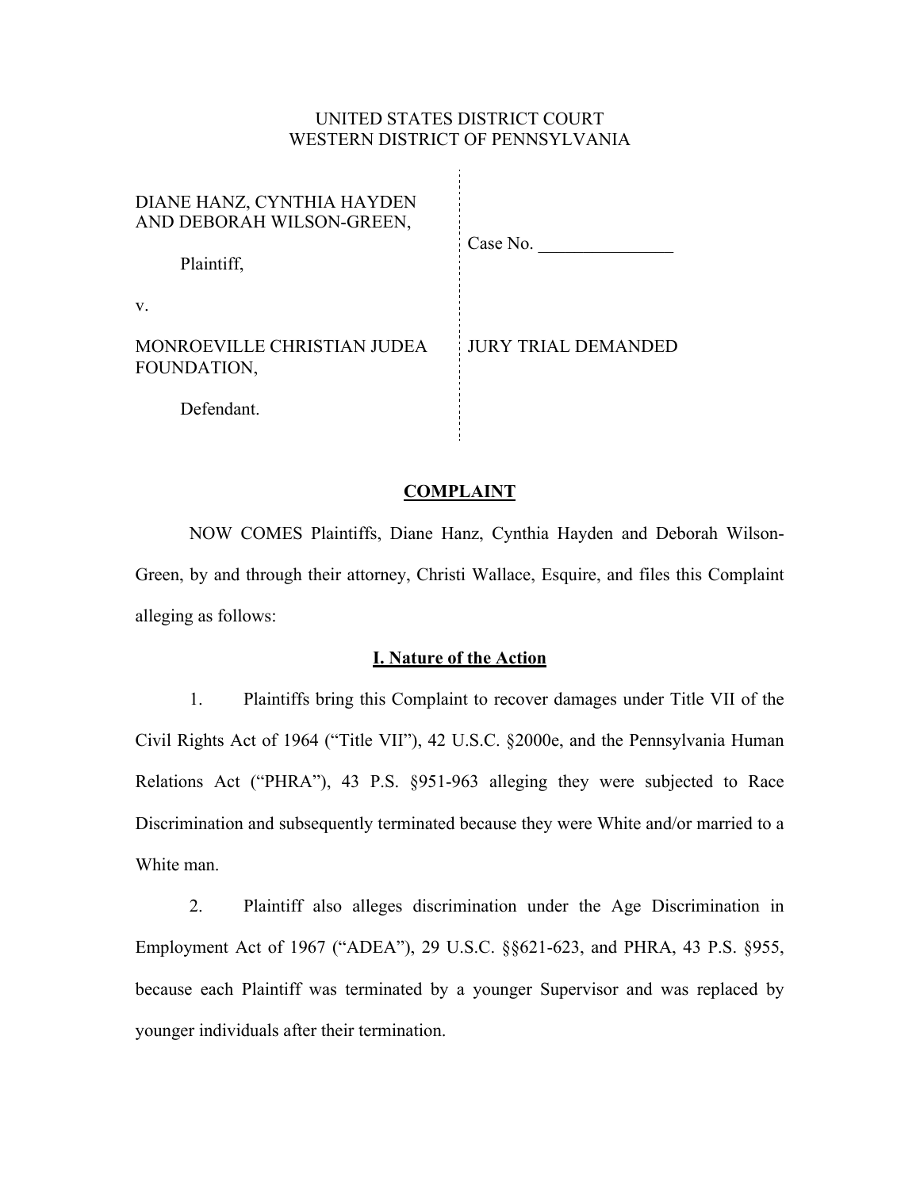UNITED STATES DISTRICT COURT
WESTERN DISTRICT OF PENNSYLVANIA

| | |
|---|---|
| DIANE HANZ, CYNTHIA HAYDEN AND DEBORAH WILSON-GREEN,<br><br>Plaintiff,<br><br>v.<br><br>MONROEVILLE CHRISTIAN JUDEA FOUNDATION,<br><br>Defendant. | Case No. _______________<br><br>JURY TRIAL DEMANDED |

## COMPLAINT

NOW COMES Plaintiffs, Diane Hanz, Cynthia Hayden and Deborah Wilson-Green, by and through their attorney, Christi Wallace, Esquire, and files this Complaint alleging as follows:

### I. Nature of the Action

1. Plaintiffs bring this Complaint to recover damages under Title VII of the Civil Rights Act of 1964 ("Title VII"), 42 U.S.C. §2000e, and the Pennsylvania Human Relations Act ("PHRA"), 43 P.S. §951-963 alleging they were subjected to Race Discrimination and subsequently terminated because they were White and/or married to a White man.

2. Plaintiff also alleges discrimination under the Age Discrimination in Employment Act of 1967 ("ADEA"), 29 U.S.C. §§621-623, and PHRA, 43 P.S. §955, because each Plaintiff was terminated by a younger Supervisor and was replaced by younger individuals after their termination.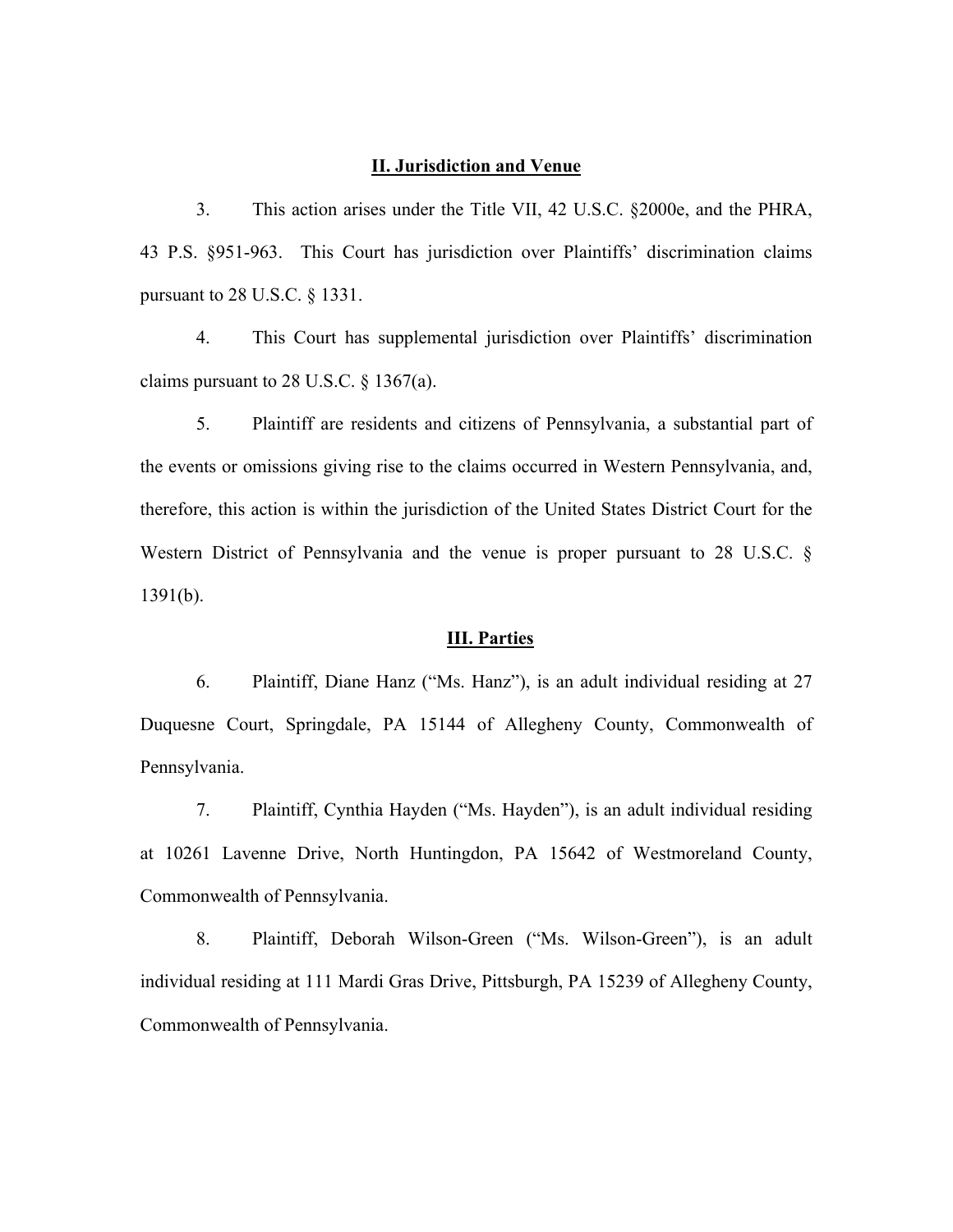## II. Jurisdiction and Venue

3. This action arises under the Title VII, 42 U.S.C. §2000e, and the PHRA, 43 P.S. §951-963. This Court has jurisdiction over Plaintiffs' discrimination claims pursuant to 28 U.S.C. § 1331.

4. This Court has supplemental jurisdiction over Plaintiffs' discrimination claims pursuant to 28 U.S.C. § 1367(a).

5. Plaintiff are residents and citizens of Pennsylvania, a substantial part of the events or omissions giving rise to the claims occurred in Western Pennsylvania, and, therefore, this action is within the jurisdiction of the United States District Court for the Western District of Pennsylvania and the venue is proper pursuant to 28 U.S.C. § 1391(b).

## III. Parties

6. Plaintiff, Diane Hanz ("Ms. Hanz"), is an adult individual residing at 27 Duquesne Court, Springdale, PA 15144 of Allegheny County, Commonwealth of Pennsylvania.

7. Plaintiff, Cynthia Hayden ("Ms. Hayden"), is an adult individual residing at 10261 Lavenne Drive, North Huntingdon, PA 15642 of Westmoreland County, Commonwealth of Pennsylvania.

8. Plaintiff, Deborah Wilson-Green ("Ms. Wilson-Green"), is an adult individual residing at 111 Mardi Gras Drive, Pittsburgh, PA 15239 of Allegheny County, Commonwealth of Pennsylvania.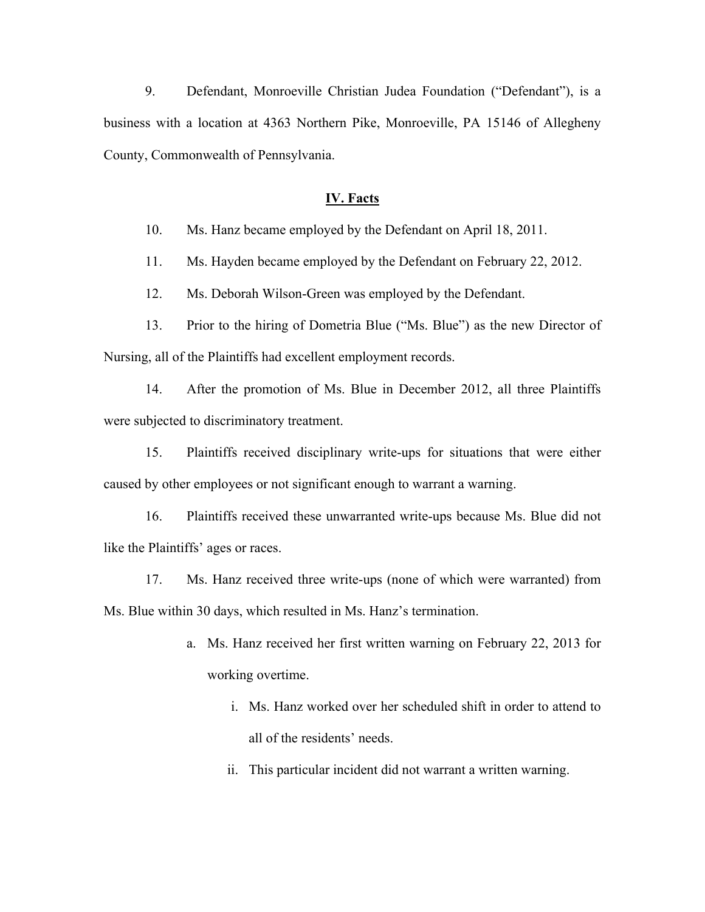9. Defendant, Monroeville Christian Judea Foundation ("Defendant"), is a business with a location at 4363 Northern Pike, Monroeville, PA 15146 of Allegheny County, Commonwealth of Pennsylvania.

## IV. Facts

10. Ms. Hanz became employed by the Defendant on April 18, 2011.

11. Ms. Hayden became employed by the Defendant on February 22, 2012.

12. Ms. Deborah Wilson-Green was employed by the Defendant.

13. Prior to the hiring of Dometria Blue ("Ms. Blue") as the new Director of Nursing, all of the Plaintiffs had excellent employment records.

14. After the promotion of Ms. Blue in December 2012, all three Plaintiffs were subjected to discriminatory treatment.

15. Plaintiffs received disciplinary write-ups for situations that were either caused by other employees or not significant enough to warrant a warning.

16. Plaintiffs received these unwarranted write-ups because Ms. Blue did not like the Plaintiffs' ages or races.

17. Ms. Hanz received three write-ups (none of which were warranted) from Ms. Blue within 30 days, which resulted in Ms. Hanz's termination.

   a. Ms. Hanz received her first written warning on February 22, 2013 for working overtime.

      i. Ms. Hanz worked over her scheduled shift in order to attend to all of the residents' needs.

      ii. This particular incident did not warrant a written warning.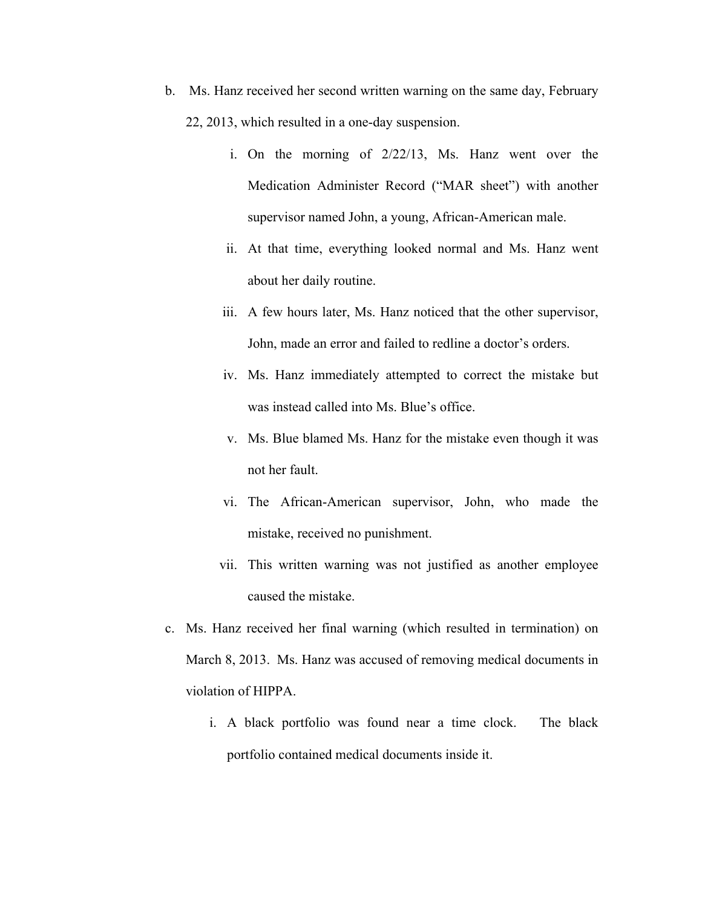b. Ms. Hanz received her second written warning on the same day, February 22, 2013, which resulted in a one-day suspension.

    i. On the morning of 2/22/13, Ms. Hanz went over the Medication Administer Record ("MAR sheet") with another supervisor named John, a young, African-American male.

    ii. At that time, everything looked normal and Ms. Hanz went about her daily routine.

    iii. A few hours later, Ms. Hanz noticed that the other supervisor, John, made an error and failed to redline a doctor's orders.

    iv. Ms. Hanz immediately attempted to correct the mistake but was instead called into Ms. Blue's office.

    v. Ms. Blue blamed Ms. Hanz for the mistake even though it was not her fault.

    vi. The African-American supervisor, John, who made the mistake, received no punishment.

    vii. This written warning was not justified as another employee caused the mistake.

c. Ms. Hanz received her final warning (which resulted in termination) on March 8, 2013. Ms. Hanz was accused of removing medical documents in violation of HIPPA.

    i. A black portfolio was found near a time clock. The black portfolio contained medical documents inside it.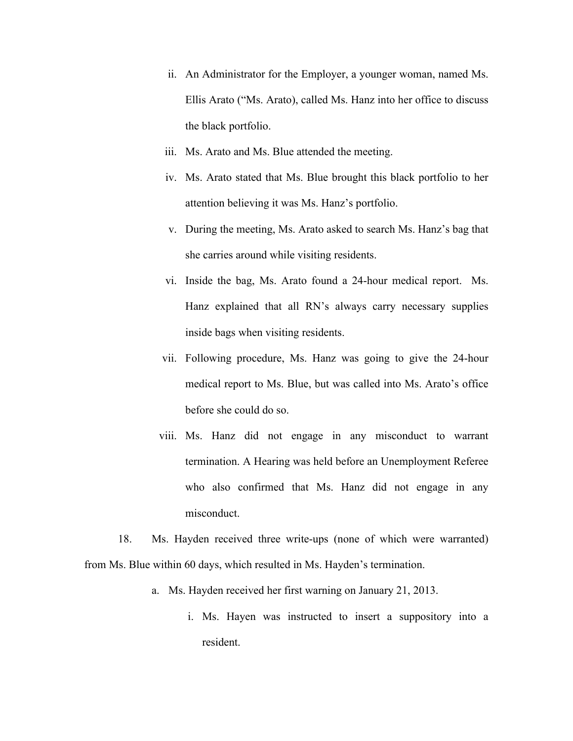ii. An Administrator for the Employer, a younger woman, named Ms. Ellis Arato ("Ms. Arato), called Ms. Hanz into her office to discuss the black portfolio.

iii. Ms. Arato and Ms. Blue attended the meeting.

iv. Ms. Arato stated that Ms. Blue brought this black portfolio to her attention believing it was Ms. Hanz's portfolio.

v. During the meeting, Ms. Arato asked to search Ms. Hanz's bag that she carries around while visiting residents.

vi. Inside the bag, Ms. Arato found a 24-hour medical report. Ms. Hanz explained that all RN's always carry necessary supplies inside bags when visiting residents.

vii. Following procedure, Ms. Hanz was going to give the 24-hour medical report to Ms. Blue, but was called into Ms. Arato's office before she could do so.

viii. Ms. Hanz did not engage in any misconduct to warrant termination. A Hearing was held before an Unemployment Referee who also confirmed that Ms. Hanz did not engage in any misconduct.

18. Ms. Hayden received three write-ups (none of which were warranted) from Ms. Blue within 60 days, which resulted in Ms. Hayden's termination.

a. Ms. Hayden received her first warning on January 21, 2013.

i. Ms. Hayen was instructed to insert a suppository into a resident.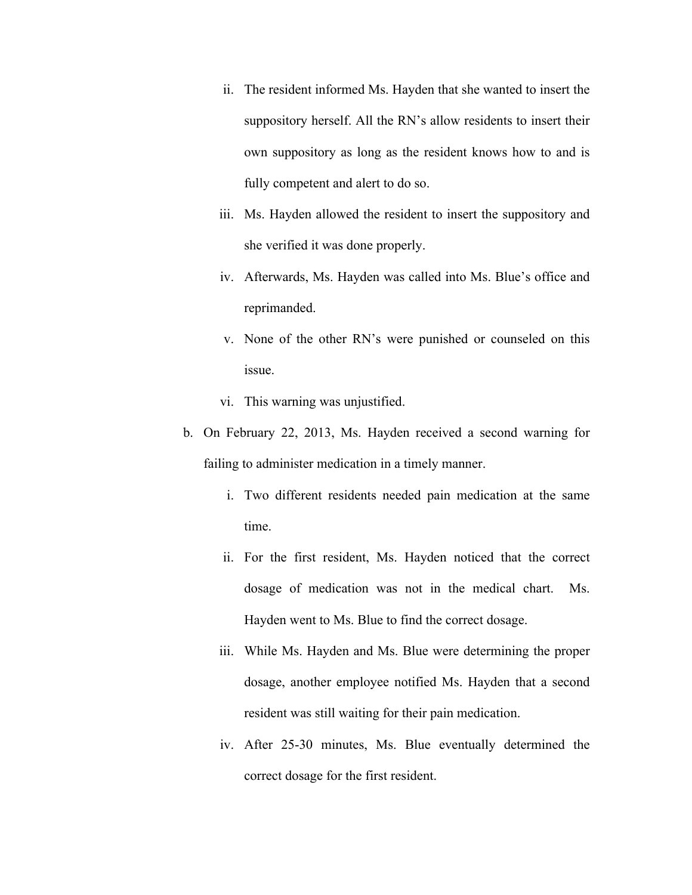ii. The resident informed Ms. Hayden that she wanted to insert the suppository herself. All the RN's allow residents to insert their own suppository as long as the resident knows how to and is fully competent and alert to do so.

    iii. Ms. Hayden allowed the resident to insert the suppository and she verified it was done properly.

    iv. Afterwards, Ms. Hayden was called into Ms. Blue's office and reprimanded.

    v. None of the other RN's were punished or counseled on this issue.

    vi. This warning was unjustified.

b. On February 22, 2013, Ms. Hayden received a second warning for failing to administer medication in a timely manner.

    i. Two different residents needed pain medication at the same time.

    ii. For the first resident, Ms. Hayden noticed that the correct dosage of medication was not in the medical chart. Ms. Hayden went to Ms. Blue to find the correct dosage.

    iii. While Ms. Hayden and Ms. Blue were determining the proper dosage, another employee notified Ms. Hayden that a second resident was still waiting for their pain medication.

    iv. After 25-30 minutes, Ms. Blue eventually determined the correct dosage for the first resident.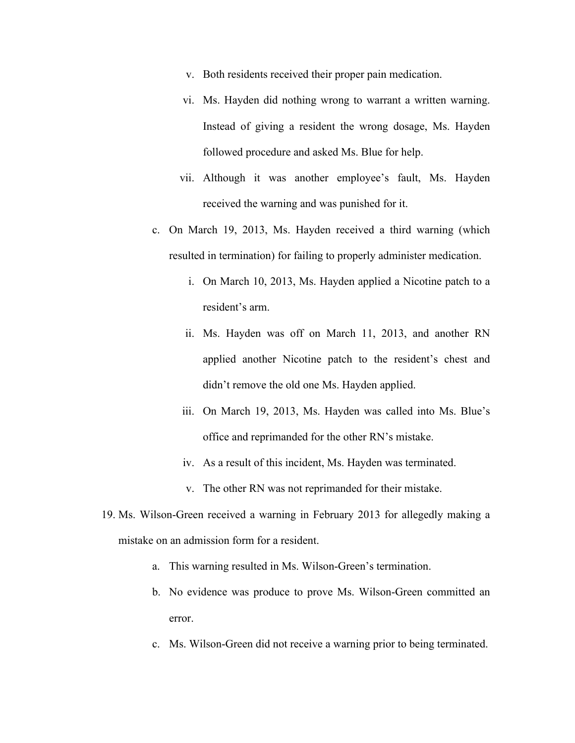v. Both residents received their proper pain medication.

    vi. Ms. Hayden did nothing wrong to warrant a written warning. Instead of giving a resident the wrong dosage, Ms. Hayden followed procedure and asked Ms. Blue for help.

    vii. Although it was another employee's fault, Ms. Hayden received the warning and was punished for it.

  c. On March 19, 2013, Ms. Hayden received a third warning (which resulted in termination) for failing to properly administer medication.

    i. On March 10, 2013, Ms. Hayden applied a Nicotine patch to a resident's arm.

    ii. Ms. Hayden was off on March 11, 2013, and another RN applied another Nicotine patch to the resident's chest and didn't remove the old one Ms. Hayden applied.

    iii. On March 19, 2013, Ms. Hayden was called into Ms. Blue's office and reprimanded for the other RN's mistake.

    iv. As a result of this incident, Ms. Hayden was terminated.

    v. The other RN was not reprimanded for their mistake.

19. Ms. Wilson-Green received a warning in February 2013 for allegedly making a mistake on an admission form for a resident.

  a. This warning resulted in Ms. Wilson-Green's termination.

  b. No evidence was produce to prove Ms. Wilson-Green committed an error.

  c. Ms. Wilson-Green did not receive a warning prior to being terminated.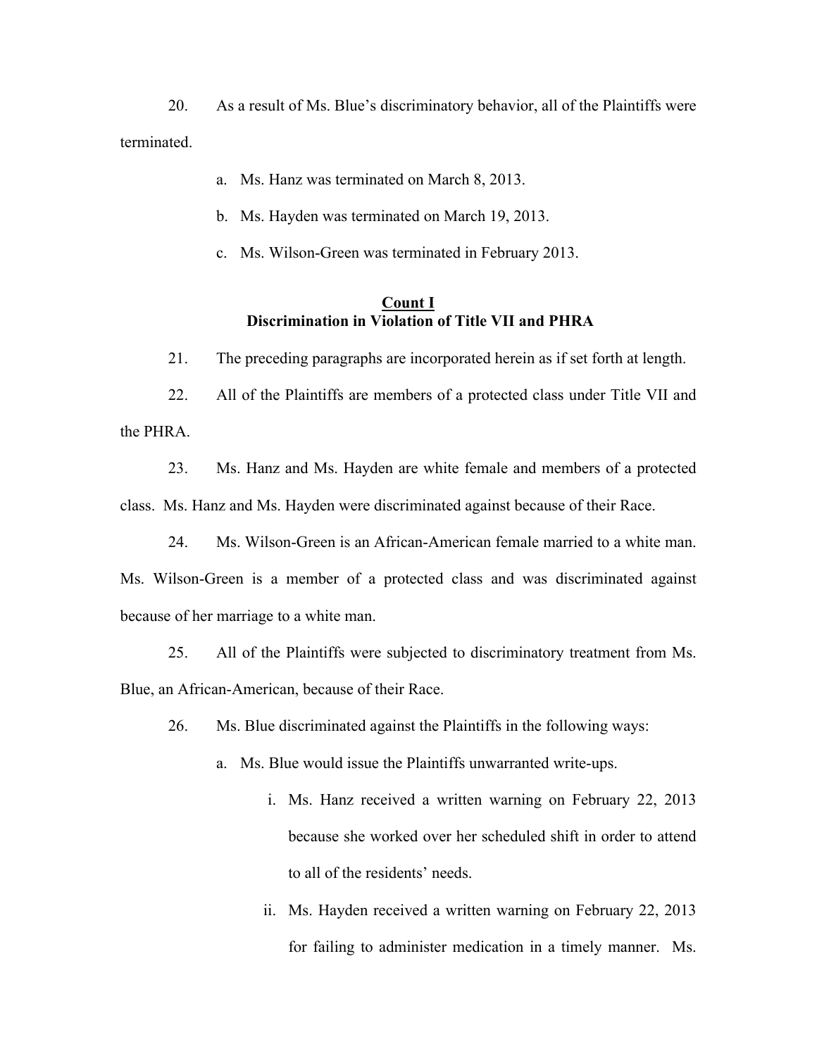20. As a result of Ms. Blue's discriminatory behavior, all of the Plaintiffs were terminated.

a. Ms. Hanz was terminated on March 8, 2013.

b. Ms. Hayden was terminated on March 19, 2013.

c. Ms. Wilson-Green was terminated in February 2013.

**Count I**
**Discrimination in Violation of Title VII and PHRA**

21. The preceding paragraphs are incorporated herein as if set forth at length.

22. All of the Plaintiffs are members of a protected class under Title VII and the PHRA.

23. Ms. Hanz and Ms. Hayden are white female and members of a protected class. Ms. Hanz and Ms. Hayden were discriminated against because of their Race.

24. Ms. Wilson-Green is an African-American female married to a white man. Ms. Wilson-Green is a member of a protected class and was discriminated against because of her marriage to a white man.

25. All of the Plaintiffs were subjected to discriminatory treatment from Ms. Blue, an African-American, because of their Race.

26. Ms. Blue discriminated against the Plaintiffs in the following ways:

a. Ms. Blue would issue the Plaintiffs unwarranted write-ups.

i. Ms. Hanz received a written warning on February 22, 2013 because she worked over her scheduled shift in order to attend to all of the residents' needs.

ii. Ms. Hayden received a written warning on February 22, 2013 for failing to administer medication in a timely manner. Ms.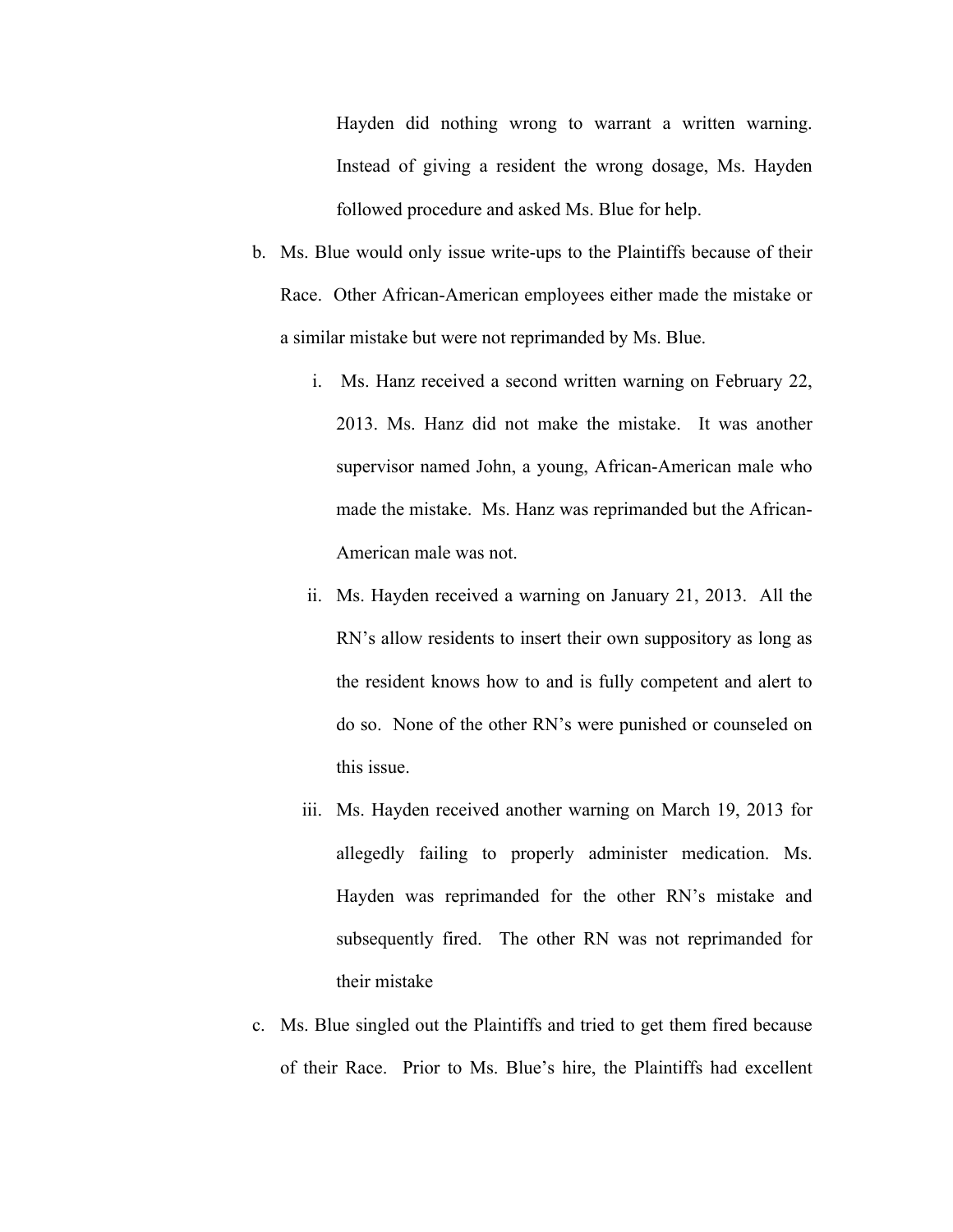Hayden did nothing wrong to warrant a written warning. Instead of giving a resident the wrong dosage, Ms. Hayden followed procedure and asked Ms. Blue for help.

b. Ms. Blue would only issue write-ups to the Plaintiffs because of their Race. Other African-American employees either made the mistake or a similar mistake but were not reprimanded by Ms. Blue.

    i. Ms. Hanz received a second written warning on February 22, 2013. Ms. Hanz did not make the mistake. It was another supervisor named John, a young, African-American male who made the mistake. Ms. Hanz was reprimanded but the African-American male was not.

    ii. Ms. Hayden received a warning on January 21, 2013. All the RN's allow residents to insert their own suppository as long as the resident knows how to and is fully competent and alert to do so. None of the other RN's were punished or counseled on this issue.

    iii. Ms. Hayden received another warning on March 19, 2013 for allegedly failing to properly administer medication. Ms. Hayden was reprimanded for the other RN's mistake and subsequently fired. The other RN was not reprimanded for their mistake

c. Ms. Blue singled out the Plaintiffs and tried to get them fired because of their Race. Prior to Ms. Blue's hire, the Plaintiffs had excellent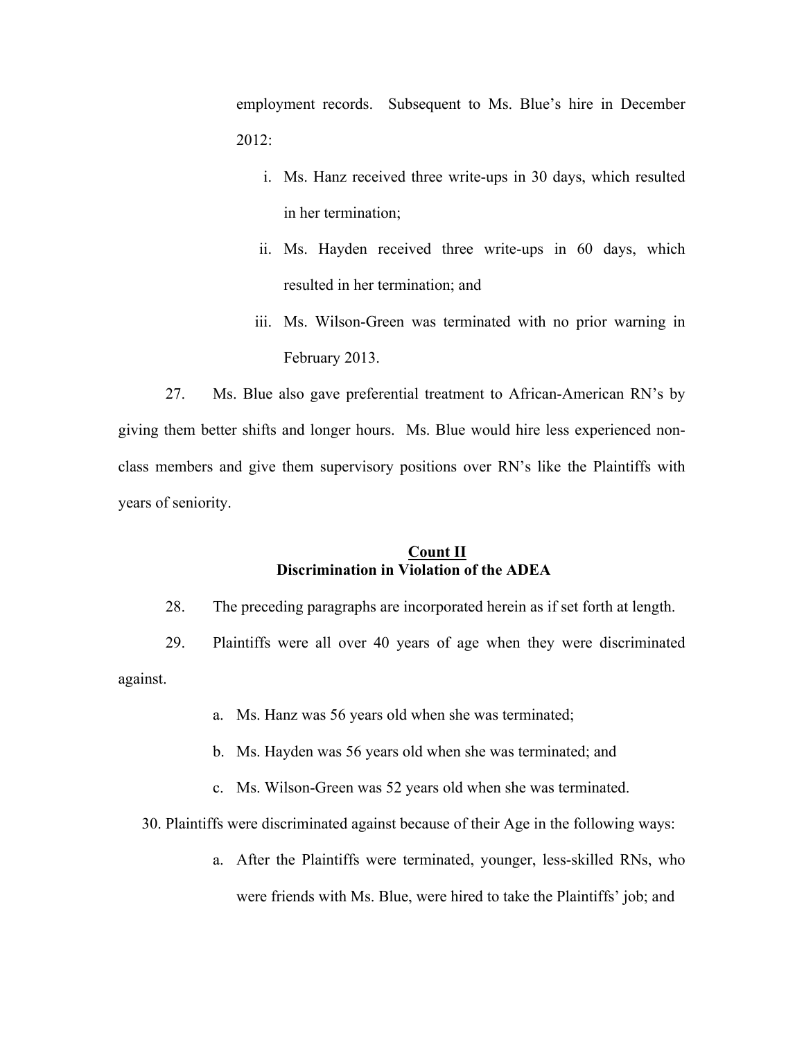employment records. Subsequent to Ms. Blue's hire in December 2012:

i. Ms. Hanz received three write-ups in 30 days, which resulted in her termination;

ii. Ms. Hayden received three write-ups in 60 days, which resulted in her termination; and

iii. Ms. Wilson-Green was terminated with no prior warning in February 2013.

27. Ms. Blue also gave preferential treatment to African-American RN's by giving them better shifts and longer hours. Ms. Blue would hire less experienced non-class members and give them supervisory positions over RN's like the Plaintiffs with years of seniority.

**Count II**
**Discrimination in Violation of the ADEA**

28. The preceding paragraphs are incorporated herein as if set forth at length.

29. Plaintiffs were all over 40 years of age when they were discriminated against.

a. Ms. Hanz was 56 years old when she was terminated;

b. Ms. Hayden was 56 years old when she was terminated; and

c. Ms. Wilson-Green was 52 years old when she was terminated.

30. Plaintiffs were discriminated against because of their Age in the following ways:

a. After the Plaintiffs were terminated, younger, less-skilled RNs, who were friends with Ms. Blue, were hired to take the Plaintiffs' job; and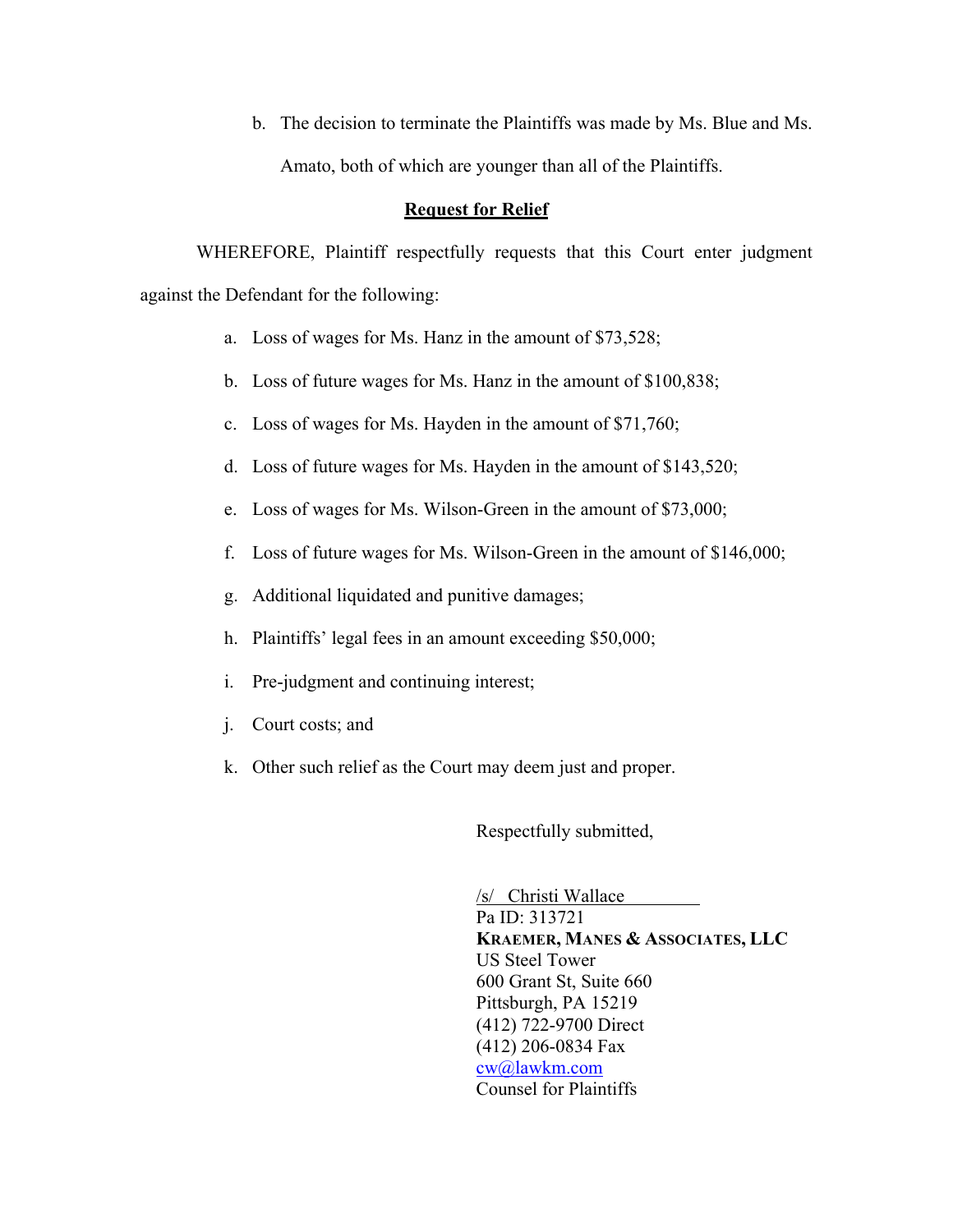b. The decision to terminate the Plaintiffs was made by Ms. Blue and Ms. Amato, both of which are younger than all of the Plaintiffs.

**Request for Relief**

WHEREFORE, Plaintiff respectfully requests that this Court enter judgment against the Defendant for the following:

a. Loss of wages for Ms. Hanz in the amount of $73,528;

b. Loss of future wages for Ms. Hanz in the amount of $100,838;

c. Loss of wages for Ms. Hayden in the amount of $71,760;

d. Loss of future wages for Ms. Hayden in the amount of $143,520;

e. Loss of wages for Ms. Wilson-Green in the amount of $73,000;

f. Loss of future wages for Ms. Wilson-Green in the amount of $146,000;

g. Additional liquidated and punitive damages;

h. Plaintiffs' legal fees in an amount exceeding $50,000;

i. Pre-judgment and continuing interest;

j. Court costs; and

k. Other such relief as the Court may deem just and proper.

Respectfully submitted,

/s/ Christi Wallace
Pa ID: 313721
**KRAEMER, MANES & ASSOCIATES, LLC**
US Steel Tower
600 Grant St, Suite 660
Pittsburgh, PA 15219
(412) 722-9700 Direct
(412) 206-0834 Fax
cw@lawkm.com
Counsel for Plaintiffs